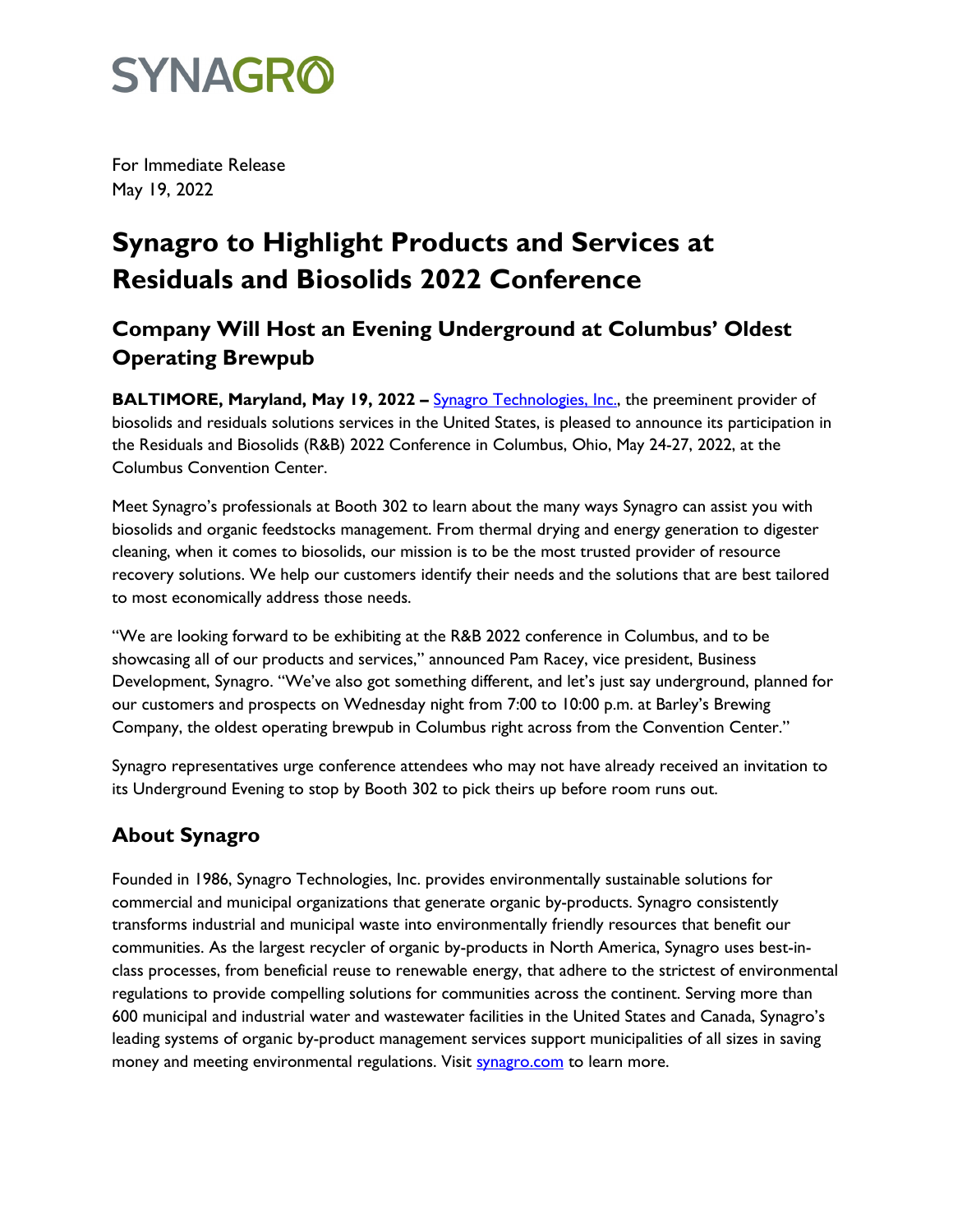# SYNAGRO

For Immediate Release
May 19, 2022

# Synagro to Highlight Products and Services at Residuals and Biosolids 2022 Conference

## Company Will Host an Evening Underground at Columbus' Oldest Operating Brewpub

**BALTIMORE, Maryland, May 19, 2022 –** [Synagro Technologies, Inc.](https://www.synagro.com), the preeminent provider of biosolids and residuals solutions services in the United States, is pleased to announce its participation in the Residuals and Biosolids (R&B) 2022 Conference in Columbus, Ohio, May 24-27, 2022, at the Columbus Convention Center.

Meet Synagro's professionals at Booth 302 to learn about the many ways Synagro can assist you with biosolids and organic feedstocks management. From thermal drying and energy generation to digester cleaning, when it comes to biosolids, our mission is to be the most trusted provider of resource recovery solutions. We help our customers identify their needs and the solutions that are best tailored to most economically address those needs.

"We are looking forward to be exhibiting at the R&B 2022 conference in Columbus, and to be showcasing all of our products and services," announced Pam Racey, vice president, Business Development, Synagro. "We've also got something different, and let's just say underground, planned for our customers and prospects on Wednesday night from 7:00 to 10:00 p.m. at Barley's Brewing Company, the oldest operating brewpub in Columbus right across from the Convention Center."

Synagro representatives urge conference attendees who may not have already received an invitation to its Underground Evening to stop by Booth 302 to pick theirs up before room runs out.

## About Synagro

Founded in 1986, Synagro Technologies, Inc. provides environmentally sustainable solutions for commercial and municipal organizations that generate organic by-products. Synagro consistently transforms industrial and municipal waste into environmentally friendly resources that benefit our communities. As the largest recycler of organic by-products in North America, Synagro uses best-in-class processes, from beneficial reuse to renewable energy, that adhere to the strictest of environmental regulations to provide compelling solutions for communities across the continent. Serving more than 600 municipal and industrial water and wastewater facilities in the United States and Canada, Synagro's leading systems of organic by-product management services support municipalities of all sizes in saving money and meeting environmental regulations. Visit [synagro.com](https://www.synagro.com) to learn more.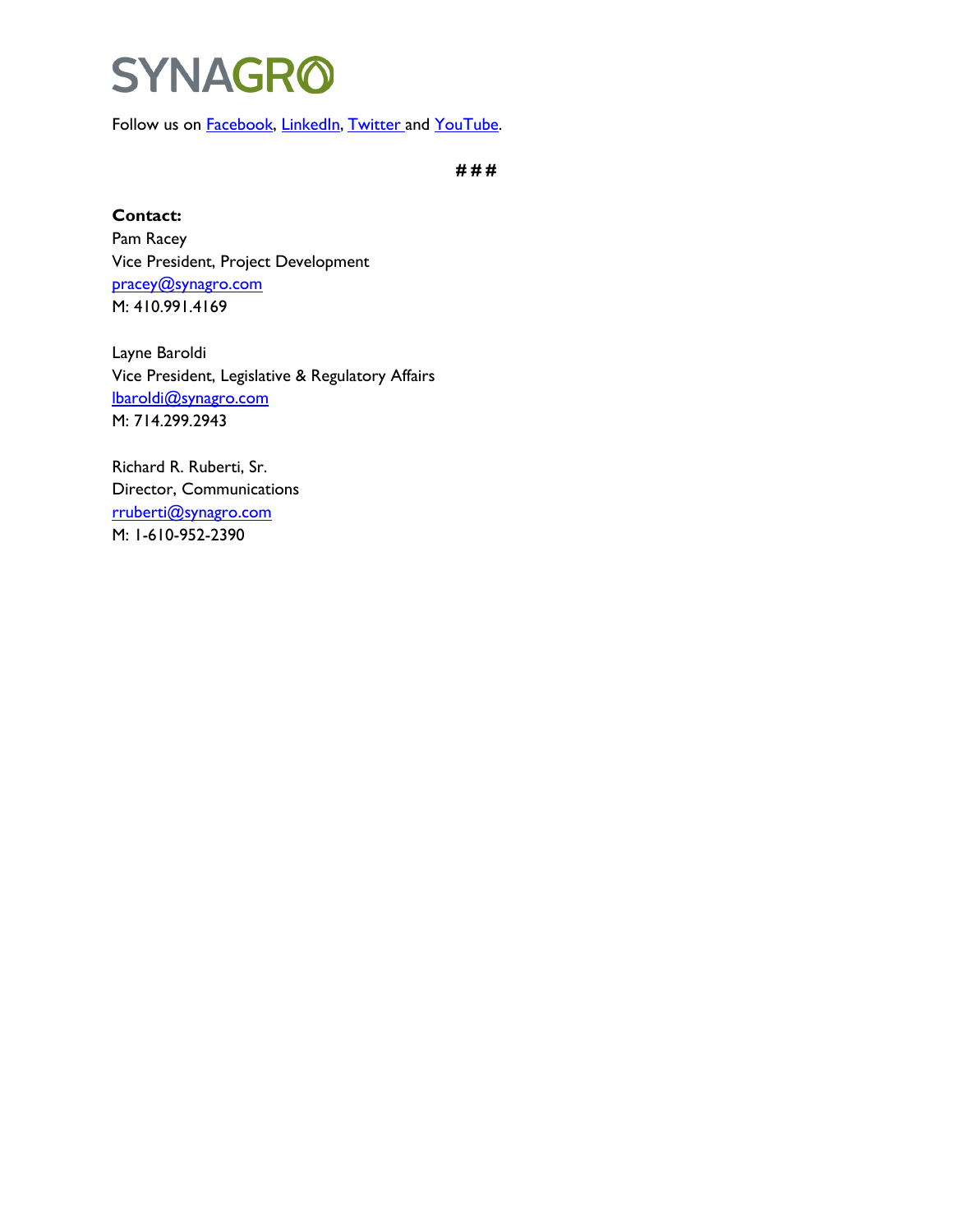SYNAGRO

Follow us on Facebook, LinkedIn, Twitter and YouTube.

###

**Contact:**
Pam Racey
Vice President, Project Development
pracey@synagro.com
M: 410.991.4169

Layne Baroldi
Vice President, Legislative & Regulatory Affairs
lbaroldi@synagro.com
M: 714.299.2943

Richard R. Ruberti, Sr.
Director, Communications
rruberti@synagro.com
M: 1-610-952-2390